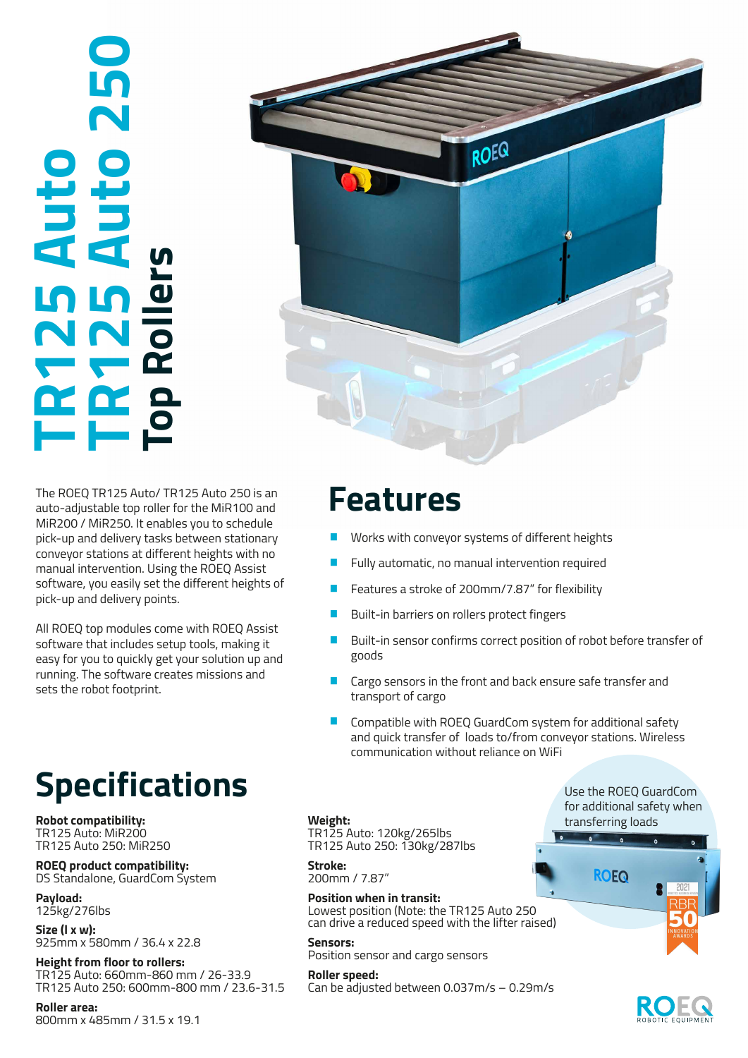# TR125 Auto
# TR125 Auto 250
# Top Rollers

The ROEQ TR125 Auto/ TR125 Auto 250 is an auto-adjustable top roller for the MiR100 and MiR200 / MiR250. It enables you to schedule pick-up and delivery tasks between stationary conveyor stations at different heights with no manual intervention. Using the ROEQ Assist software, you easily set the different heights of pick-up and delivery points.

All ROEQ top modules come with ROEQ Assist software that includes setup tools, making it easy for you to quickly get your solution up and running. The software creates missions and sets the robot footprint.

## Features

- Works with conveyor systems of different heights
- Fully automatic, no manual intervention required
- Features a stroke of 200mm/7.87" for flexibility
- Built-in barriers on rollers protect fingers
- Built-in sensor confirms correct position of robot before transfer of goods
- Cargo sensors in the front and back ensure safe transfer and transport of cargo
- Compatible with ROEQ GuardCom system for additional safety and quick transfer of loads to/from conveyor stations. Wireless communication without reliance on WiFi

## Specifications

**Robot compatibility:**
TR125 Auto: MiR200
TR125 Auto 250: MiR250

**ROEQ product compatibility:**
DS Standalone, GuardCom System

**Payload:**
125kg/276lbs

**Size (l x w):**
925mm x 580mm / 36.4 x 22.8

**Height from floor to rollers:**
TR125 Auto: 660mm-860 mm / 26-33.9
TR125 Auto 250: 600mm-800 mm / 23.6-31.5

**Roller area:**
800mm x 485mm / 31.5 x 19.1

**Weight:**
TR125 Auto: 120kg/265lbs
TR125 Auto 250: 130kg/287lbs

**Stroke:**
200mm / 7.87"

**Position when in transit:**
Lowest position (Note: the TR125 Auto 250 can drive a reduced speed with the lifter raised)

**Sensors:**
Position sensor and cargo sensors

**Roller speed:**
Can be adjusted between 0.037m/s – 0.29m/s

Use the ROEQ GuardCom for additional safety when transferring loads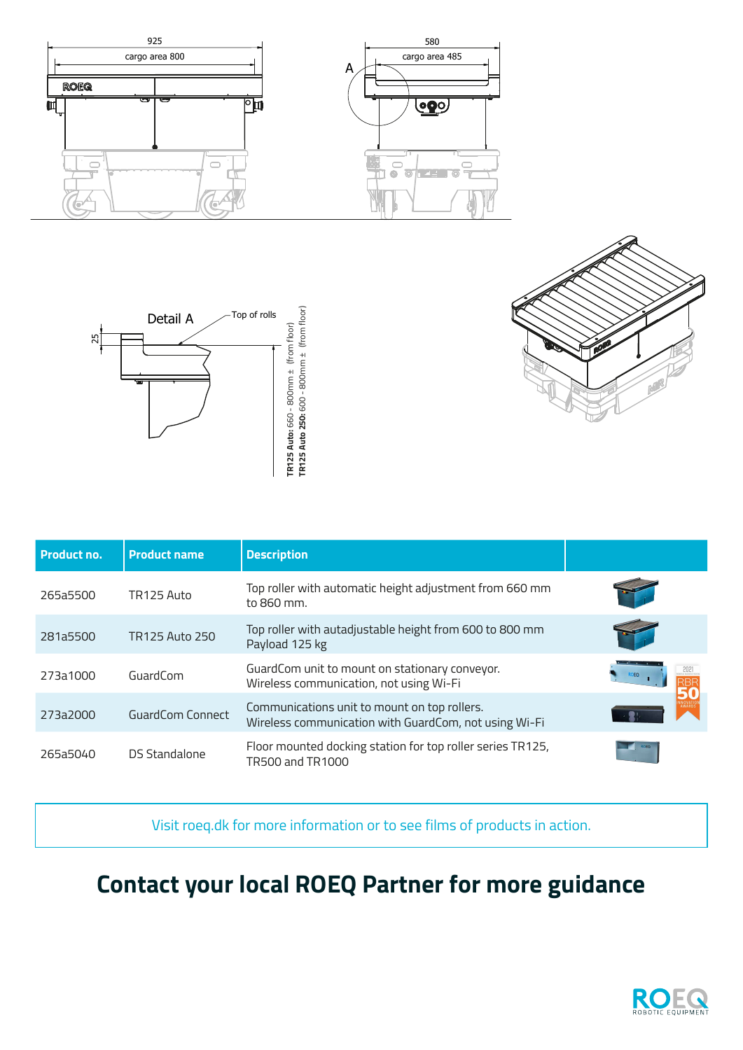925

cargo area 800

580

cargo area 485

A

Detail A

Top of rolls

25

**TR125 Auto:** 660 - 800mm ± (from floor)

**TR125 Auto 250:** 600 - 800mm ± (from floor)

| Product no. | Product name | Description | |
|---|---|---|---|
| 265a5500 | TR125 Auto | Top roller with automatic height adjustment from 660 mm to 860 mm. | |
| 281a5500 | TR125 Auto 250 | Top roller with autadjustable height from 600 to 800 mm Payload 125 kg | |
| 273a1000 | GuardCom | GuardCom unit to mount on stationary conveyor. Wireless communication, not using Wi-Fi | |
| 273a2000 | GuardCom Connect | Communications unit to mount on top rollers. Wireless communication with GuardCom, not using Wi-Fi | |
| 265a5040 | DS Standalone | Floor mounted docking station for top roller series TR125, TR500 and TR1000 | |

Visit roeq.dk for more information or to see films of products in action.

# Contact your local ROEQ Partner for more guidance

ROEQ ROBOTIC EQUIPMENT